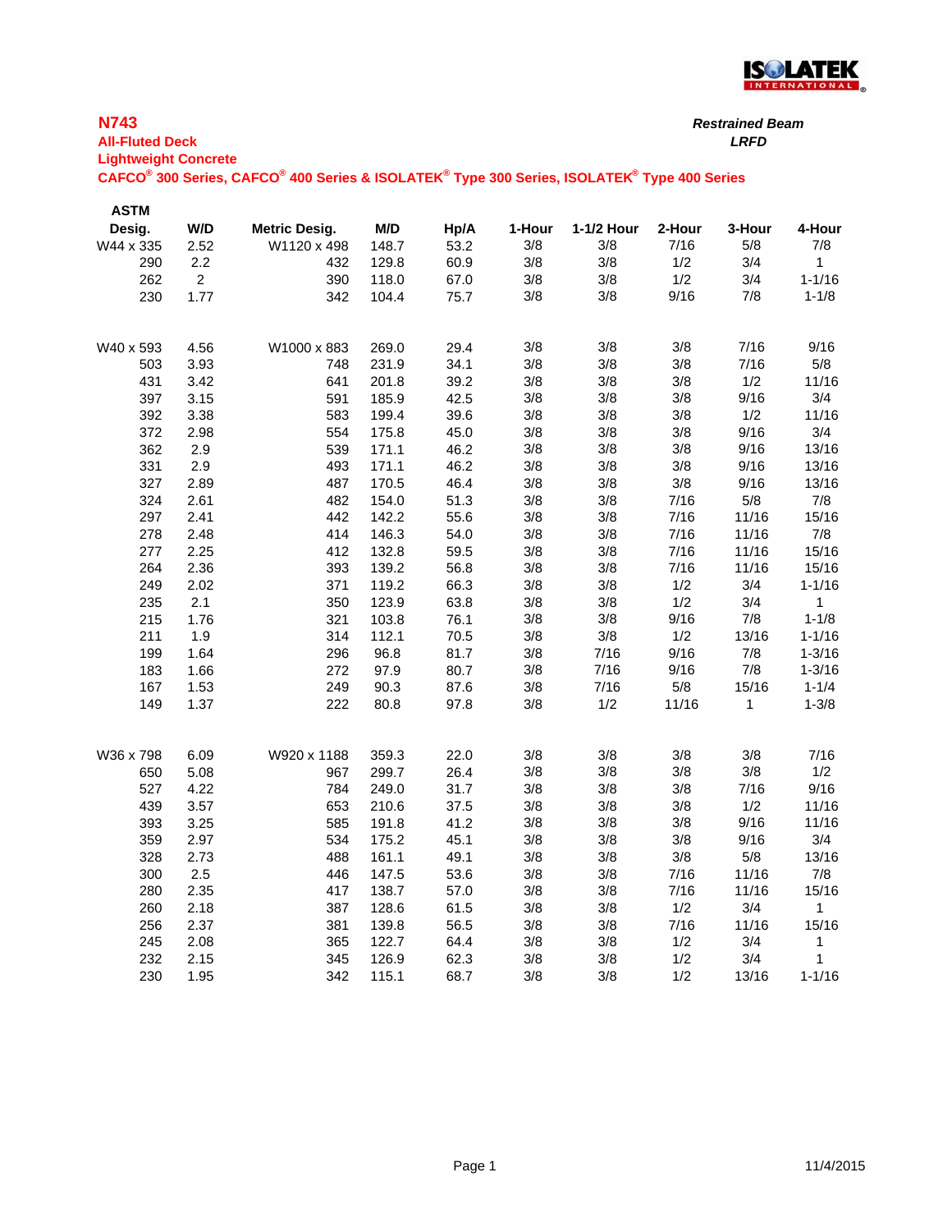**N743**

**All-Fluted Deck**

**Lightweight Concrete**

**CAFCO® 300 Series, CAFCO® 400 Series & ISOLATEK® Type 300 Series, ISOLATEK® Type 400 Series**

***Restrained Beam***

***LRFD***

| ASTM Desig. | W/D | Metric Desig. | M/D | Hp/A | 1-Hour | 1-1/2 Hour | 2-Hour | 3-Hour | 4-Hour |
|---|---|---|---|---|---|---|---|---|---|
| W44 x 335 | 2.52 | W1120 x 498 | 148.7 | 53.2 | 3/8 | 3/8 | 7/16 | 5/8 | 7/8 |
| 290 | 2.2 | 432 | 129.8 | 60.9 | 3/8 | 3/8 | 1/2 | 3/4 | 1 |
| 262 | 2 | 390 | 118.0 | 67.0 | 3/8 | 3/8 | 1/2 | 3/4 | 1-1/16 |
| 230 | 1.77 | 342 | 104.4 | 75.7 | 3/8 | 3/8 | 9/16 | 7/8 | 1-1/8 |
| | | | | | | | | | |
| W40 x 593 | 4.56 | W1000 x 883 | 269.0 | 29.4 | 3/8 | 3/8 | 3/8 | 7/16 | 9/16 |
| 503 | 3.93 | 748 | 231.9 | 34.1 | 3/8 | 3/8 | 3/8 | 7/16 | 5/8 |
| 431 | 3.42 | 641 | 201.8 | 39.2 | 3/8 | 3/8 | 3/8 | 1/2 | 11/16 |
| 397 | 3.15 | 591 | 185.9 | 42.5 | 3/8 | 3/8 | 3/8 | 9/16 | 3/4 |
| 392 | 3.38 | 583 | 199.4 | 39.6 | 3/8 | 3/8 | 3/8 | 1/2 | 11/16 |
| 372 | 2.98 | 554 | 175.8 | 45.0 | 3/8 | 3/8 | 3/8 | 9/16 | 3/4 |
| 362 | 2.9 | 539 | 171.1 | 46.2 | 3/8 | 3/8 | 3/8 | 9/16 | 13/16 |
| 331 | 2.9 | 493 | 171.1 | 46.2 | 3/8 | 3/8 | 3/8 | 9/16 | 13/16 |
| 327 | 2.89 | 487 | 170.5 | 46.4 | 3/8 | 3/8 | 3/8 | 9/16 | 13/16 |
| 324 | 2.61 | 482 | 154.0 | 51.3 | 3/8 | 3/8 | 7/16 | 5/8 | 7/8 |
| 297 | 2.41 | 442 | 142.2 | 55.6 | 3/8 | 3/8 | 7/16 | 11/16 | 15/16 |
| 278 | 2.48 | 414 | 146.3 | 54.0 | 3/8 | 3/8 | 7/16 | 11/16 | 7/8 |
| 277 | 2.25 | 412 | 132.8 | 59.5 | 3/8 | 3/8 | 7/16 | 11/16 | 15/16 |
| 264 | 2.36 | 393 | 139.2 | 56.8 | 3/8 | 3/8 | 7/16 | 11/16 | 15/16 |
| 249 | 2.02 | 371 | 119.2 | 66.3 | 3/8 | 3/8 | 1/2 | 3/4 | 1-1/16 |
| 235 | 2.1 | 350 | 123.9 | 63.8 | 3/8 | 3/8 | 1/2 | 3/4 | 1 |
| 215 | 1.76 | 321 | 103.8 | 76.1 | 3/8 | 3/8 | 9/16 | 7/8 | 1-1/8 |
| 211 | 1.9 | 314 | 112.1 | 70.5 | 3/8 | 3/8 | 1/2 | 13/16 | 1-1/16 |
| 199 | 1.64 | 296 | 96.8 | 81.7 | 3/8 | 7/16 | 9/16 | 7/8 | 1-3/16 |
| 183 | 1.66 | 272 | 97.9 | 80.7 | 3/8 | 7/16 | 9/16 | 7/8 | 1-3/16 |
| 167 | 1.53 | 249 | 90.3 | 87.6 | 3/8 | 7/16 | 5/8 | 15/16 | 1-1/4 |
| 149 | 1.37 | 222 | 80.8 | 97.8 | 3/8 | 1/2 | 11/16 | 1 | 1-3/8 |
| | | | | | | | | | |
| W36 x 798 | 6.09 | W920 x 1188 | 359.3 | 22.0 | 3/8 | 3/8 | 3/8 | 3/8 | 7/16 |
| 650 | 5.08 | 967 | 299.7 | 26.4 | 3/8 | 3/8 | 3/8 | 3/8 | 1/2 |
| 527 | 4.22 | 784 | 249.0 | 31.7 | 3/8 | 3/8 | 3/8 | 7/16 | 9/16 |
| 439 | 3.57 | 653 | 210.6 | 37.5 | 3/8 | 3/8 | 3/8 | 1/2 | 11/16 |
| 393 | 3.25 | 585 | 191.8 | 41.2 | 3/8 | 3/8 | 3/8 | 9/16 | 11/16 |
| 359 | 2.97 | 534 | 175.2 | 45.1 | 3/8 | 3/8 | 3/8 | 9/16 | 3/4 |
| 328 | 2.73 | 488 | 161.1 | 49.1 | 3/8 | 3/8 | 3/8 | 5/8 | 13/16 |
| 300 | 2.5 | 446 | 147.5 | 53.6 | 3/8 | 3/8 | 7/16 | 11/16 | 7/8 |
| 280 | 2.35 | 417 | 138.7 | 57.0 | 3/8 | 3/8 | 7/16 | 11/16 | 15/16 |
| 260 | 2.18 | 387 | 128.6 | 61.5 | 3/8 | 3/8 | 1/2 | 3/4 | 1 |
| 256 | 2.37 | 381 | 139.8 | 56.5 | 3/8 | 3/8 | 7/16 | 11/16 | 15/16 |
| 245 | 2.08 | 365 | 122.7 | 64.4 | 3/8 | 3/8 | 1/2 | 3/4 | 1 |
| 232 | 2.15 | 345 | 126.9 | 62.3 | 3/8 | 3/8 | 1/2 | 3/4 | 1 |
| 230 | 1.95 | 342 | 115.1 | 68.7 | 3/8 | 3/8 | 1/2 | 13/16 | 1-1/16 |

11/4/2015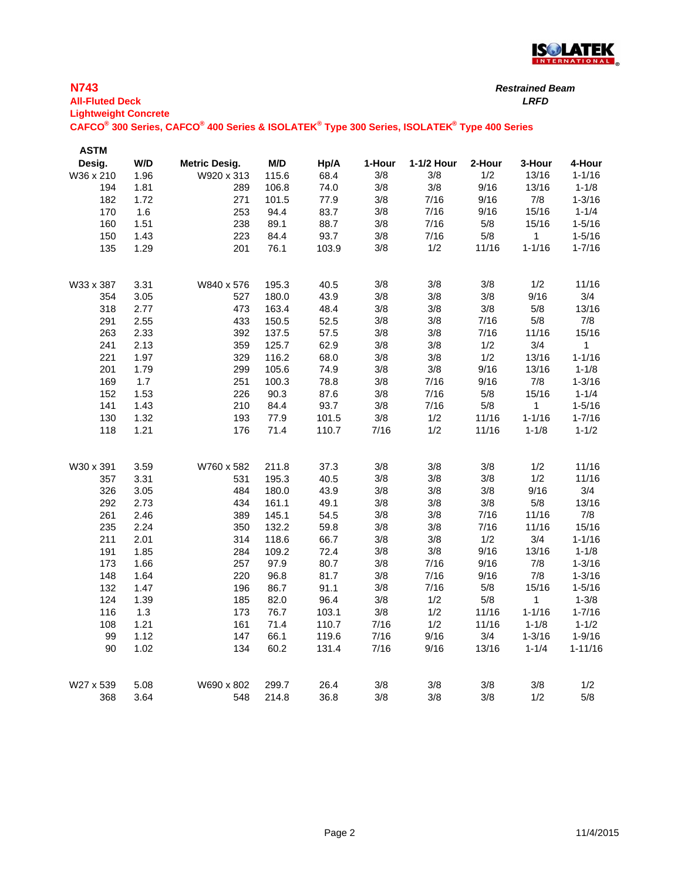**ISOLATEK INTERNATIONAL**

## N743

**All-Fluted Deck**

**Lightweight Concrete**

**CAFCO® 300 Series, CAFCO® 400 Series & ISOLATEK® Type 300 Series, ISOLATEK® Type 400 Series**

***Restrained Beam***

***LRFD***

| ASTM Desig. | W/D | Metric Desig. | M/D | Hp/A | 1-Hour | 1-1/2 Hour | 2-Hour | 3-Hour | 4-Hour |
|---|---|---|---|---|---|---|---|---|---|
| W36 x 210 | 1.96 | W920 x 313 | 115.6 | 68.4 | 3/8 | 3/8 | 1/2 | 13/16 | 1-1/16 |
| 194 | 1.81 | 289 | 106.8 | 74.0 | 3/8 | 3/8 | 9/16 | 13/16 | 1-1/8 |
| 182 | 1.72 | 271 | 101.5 | 77.9 | 3/8 | 7/16 | 9/16 | 7/8 | 1-3/16 |
| 170 | 1.6 | 253 | 94.4 | 83.7 | 3/8 | 7/16 | 9/16 | 15/16 | 1-1/4 |
| 160 | 1.51 | 238 | 89.1 | 88.7 | 3/8 | 7/16 | 5/8 | 15/16 | 1-5/16 |
| 150 | 1.43 | 223 | 84.4 | 93.7 | 3/8 | 7/16 | 5/8 | 1 | 1-5/16 |
| 135 | 1.29 | 201 | 76.1 | 103.9 | 3/8 | 1/2 | 11/16 | 1-1/16 | 1-7/16 |
| | | | | | | | | | |
| W33 x 387 | 3.31 | W840 x 576 | 195.3 | 40.5 | 3/8 | 3/8 | 3/8 | 1/2 | 11/16 |
| 354 | 3.05 | 527 | 180.0 | 43.9 | 3/8 | 3/8 | 3/8 | 9/16 | 3/4 |
| 318 | 2.77 | 473 | 163.4 | 48.4 | 3/8 | 3/8 | 3/8 | 5/8 | 13/16 |
| 291 | 2.55 | 433 | 150.5 | 52.5 | 3/8 | 3/8 | 7/16 | 5/8 | 7/8 |
| 263 | 2.33 | 392 | 137.5 | 57.5 | 3/8 | 3/8 | 7/16 | 11/16 | 15/16 |
| 241 | 2.13 | 359 | 125.7 | 62.9 | 3/8 | 3/8 | 1/2 | 3/4 | 1 |
| 221 | 1.97 | 329 | 116.2 | 68.0 | 3/8 | 3/8 | 1/2 | 13/16 | 1-1/16 |
| 201 | 1.79 | 299 | 105.6 | 74.9 | 3/8 | 3/8 | 9/16 | 13/16 | 1-1/8 |
| 169 | 1.7 | 251 | 100.3 | 78.8 | 3/8 | 7/16 | 9/16 | 7/8 | 1-3/16 |
| 152 | 1.53 | 226 | 90.3 | 87.6 | 3/8 | 7/16 | 5/8 | 15/16 | 1-1/4 |
| 141 | 1.43 | 210 | 84.4 | 93.7 | 3/8 | 7/16 | 5/8 | 1 | 1-5/16 |
| 130 | 1.32 | 193 | 77.9 | 101.5 | 3/8 | 1/2 | 11/16 | 1-1/16 | 1-7/16 |
| 118 | 1.21 | 176 | 71.4 | 110.7 | 7/16 | 1/2 | 11/16 | 1-1/8 | 1-1/2 |
| | | | | | | | | | |
| W30 x 391 | 3.59 | W760 x 582 | 211.8 | 37.3 | 3/8 | 3/8 | 3/8 | 1/2 | 11/16 |
| 357 | 3.31 | 531 | 195.3 | 40.5 | 3/8 | 3/8 | 3/8 | 1/2 | 11/16 |
| 326 | 3.05 | 484 | 180.0 | 43.9 | 3/8 | 3/8 | 3/8 | 9/16 | 3/4 |
| 292 | 2.73 | 434 | 161.1 | 49.1 | 3/8 | 3/8 | 3/8 | 5/8 | 13/16 |
| 261 | 2.46 | 389 | 145.1 | 54.5 | 3/8 | 3/8 | 7/16 | 11/16 | 7/8 |
| 235 | 2.24 | 350 | 132.2 | 59.8 | 3/8 | 3/8 | 7/16 | 11/16 | 15/16 |
| 211 | 2.01 | 314 | 118.6 | 66.7 | 3/8 | 3/8 | 1/2 | 3/4 | 1-1/16 |
| 191 | 1.85 | 284 | 109.2 | 72.4 | 3/8 | 3/8 | 9/16 | 13/16 | 1-1/8 |
| 173 | 1.66 | 257 | 97.9 | 80.7 | 3/8 | 7/16 | 9/16 | 7/8 | 1-3/16 |
| 148 | 1.64 | 220 | 96.8 | 81.7 | 3/8 | 7/16 | 9/16 | 7/8 | 1-3/16 |
| 132 | 1.47 | 196 | 86.7 | 91.1 | 3/8 | 7/16 | 5/8 | 15/16 | 1-5/16 |
| 124 | 1.39 | 185 | 82.0 | 96.4 | 3/8 | 1/2 | 5/8 | 1 | 1-3/8 |
| 116 | 1.3 | 173 | 76.7 | 103.1 | 3/8 | 1/2 | 11/16 | 1-1/16 | 1-7/16 |
| 108 | 1.21 | 161 | 71.4 | 110.7 | 7/16 | 1/2 | 11/16 | 1-1/8 | 1-1/2 |
| 99 | 1.12 | 147 | 66.1 | 119.6 | 7/16 | 9/16 | 3/4 | 1-3/16 | 1-9/16 |
| 90 | 1.02 | 134 | 60.2 | 131.4 | 7/16 | 9/16 | 13/16 | 1-1/4 | 1-11/16 |
| | | | | | | | | | |
| W27 x 539 | 5.08 | W690 x 802 | 299.7 | 26.4 | 3/8 | 3/8 | 3/8 | 3/8 | 1/2 |
| 368 | 3.64 | 548 | 214.8 | 36.8 | 3/8 | 3/8 | 3/8 | 1/2 | 5/8 |

11/4/2015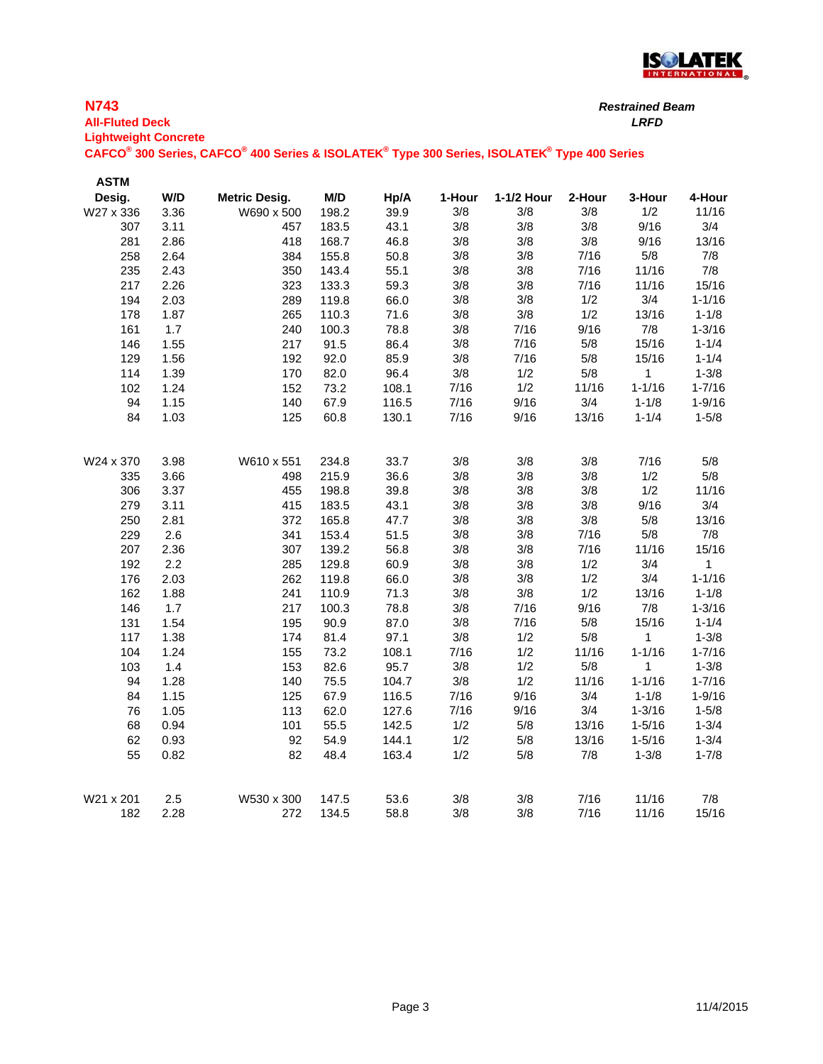## N743

**All-Fluted Deck**

**Lightweight Concrete**

**CAFCO® 300 Series, CAFCO® 400 Series & ISOLATEK® Type 300 Series, ISOLATEK® Type 400 Series**

***Restrained Beam***

***LRFD***

| ASTM Desig. | W/D | Metric Desig. | M/D | Hp/A | 1-Hour | 1-1/2 Hour | 2-Hour | 3-Hour | 4-Hour |
|---|---|---|---|---|---|---|---|---|---|
| W27 x 336 | 3.36 | W690 x 500 | 198.2 | 39.9 | 3/8 | 3/8 | 3/8 | 1/2 | 11/16 |
| 307 | 3.11 | 457 | 183.5 | 43.1 | 3/8 | 3/8 | 3/8 | 9/16 | 3/4 |
| 281 | 2.86 | 418 | 168.7 | 46.8 | 3/8 | 3/8 | 3/8 | 9/16 | 13/16 |
| 258 | 2.64 | 384 | 155.8 | 50.8 | 3/8 | 3/8 | 7/16 | 5/8 | 7/8 |
| 235 | 2.43 | 350 | 143.4 | 55.1 | 3/8 | 3/8 | 7/16 | 11/16 | 7/8 |
| 217 | 2.26 | 323 | 133.3 | 59.3 | 3/8 | 3/8 | 7/16 | 11/16 | 15/16 |
| 194 | 2.03 | 289 | 119.8 | 66.0 | 3/8 | 3/8 | 1/2 | 3/4 | 1-1/16 |
| 178 | 1.87 | 265 | 110.3 | 71.6 | 3/8 | 3/8 | 1/2 | 13/16 | 1-1/8 |
| 161 | 1.7 | 240 | 100.3 | 78.8 | 3/8 | 7/16 | 9/16 | 7/8 | 1-3/16 |
| 146 | 1.55 | 217 | 91.5 | 86.4 | 3/8 | 7/16 | 5/8 | 15/16 | 1-1/4 |
| 129 | 1.56 | 192 | 92.0 | 85.9 | 3/8 | 7/16 | 5/8 | 15/16 | 1-1/4 |
| 114 | 1.39 | 170 | 82.0 | 96.4 | 3/8 | 1/2 | 5/8 | 1 | 1-3/8 |
| 102 | 1.24 | 152 | 73.2 | 108.1 | 7/16 | 1/2 | 11/16 | 1-1/16 | 1-7/16 |
| 94 | 1.15 | 140 | 67.9 | 116.5 | 7/16 | 9/16 | 3/4 | 1-1/8 | 1-9/16 |
| 84 | 1.03 | 125 | 60.8 | 130.1 | 7/16 | 9/16 | 13/16 | 1-1/4 | 1-5/8 |
| | | | | | | | | | |
| W24 x 370 | 3.98 | W610 x 551 | 234.8 | 33.7 | 3/8 | 3/8 | 3/8 | 7/16 | 5/8 |
| 335 | 3.66 | 498 | 215.9 | 36.6 | 3/8 | 3/8 | 3/8 | 1/2 | 5/8 |
| 306 | 3.37 | 455 | 198.8 | 39.8 | 3/8 | 3/8 | 3/8 | 1/2 | 11/16 |
| 279 | 3.11 | 415 | 183.5 | 43.1 | 3/8 | 3/8 | 3/8 | 9/16 | 3/4 |
| 250 | 2.81 | 372 | 165.8 | 47.7 | 3/8 | 3/8 | 3/8 | 5/8 | 13/16 |
| 229 | 2.6 | 341 | 153.4 | 51.5 | 3/8 | 3/8 | 7/16 | 5/8 | 7/8 |
| 207 | 2.36 | 307 | 139.2 | 56.8 | 3/8 | 3/8 | 7/16 | 11/16 | 15/16 |
| 192 | 2.2 | 285 | 129.8 | 60.9 | 3/8 | 3/8 | 1/2 | 3/4 | 1 |
| 176 | 2.03 | 262 | 119.8 | 66.0 | 3/8 | 3/8 | 1/2 | 3/4 | 1-1/16 |
| 162 | 1.88 | 241 | 110.9 | 71.3 | 3/8 | 3/8 | 1/2 | 13/16 | 1-1/8 |
| 146 | 1.7 | 217 | 100.3 | 78.8 | 3/8 | 7/16 | 9/16 | 7/8 | 1-3/16 |
| 131 | 1.54 | 195 | 90.9 | 87.0 | 3/8 | 7/16 | 5/8 | 15/16 | 1-1/4 |
| 117 | 1.38 | 174 | 81.4 | 97.1 | 3/8 | 1/2 | 5/8 | 1 | 1-3/8 |
| 104 | 1.24 | 155 | 73.2 | 108.1 | 7/16 | 1/2 | 11/16 | 1-1/16 | 1-7/16 |
| 103 | 1.4 | 153 | 82.6 | 95.7 | 3/8 | 1/2 | 5/8 | 1 | 1-3/8 |
| 94 | 1.28 | 140 | 75.5 | 104.7 | 3/8 | 1/2 | 11/16 | 1-1/16 | 1-7/16 |
| 84 | 1.15 | 125 | 67.9 | 116.5 | 7/16 | 9/16 | 3/4 | 1-1/8 | 1-9/16 |
| 76 | 1.05 | 113 | 62.0 | 127.6 | 7/16 | 9/16 | 3/4 | 1-3/16 | 1-5/8 |
| 68 | 0.94 | 101 | 55.5 | 142.5 | 1/2 | 5/8 | 13/16 | 1-5/16 | 1-3/4 |
| 62 | 0.93 | 92 | 54.9 | 144.1 | 1/2 | 5/8 | 13/16 | 1-5/16 | 1-3/4 |
| 55 | 0.82 | 82 | 48.4 | 163.4 | 1/2 | 5/8 | 7/8 | 1-3/8 | 1-7/8 |
| | | | | | | | | | |
| W21 x 201 | 2.5 | W530 x 300 | 147.5 | 53.6 | 3/8 | 3/8 | 7/16 | 11/16 | 7/8 |
| 182 | 2.28 | 272 | 134.5 | 58.8 | 3/8 | 3/8 | 7/16 | 11/16 | 15/16 |

11/4/2015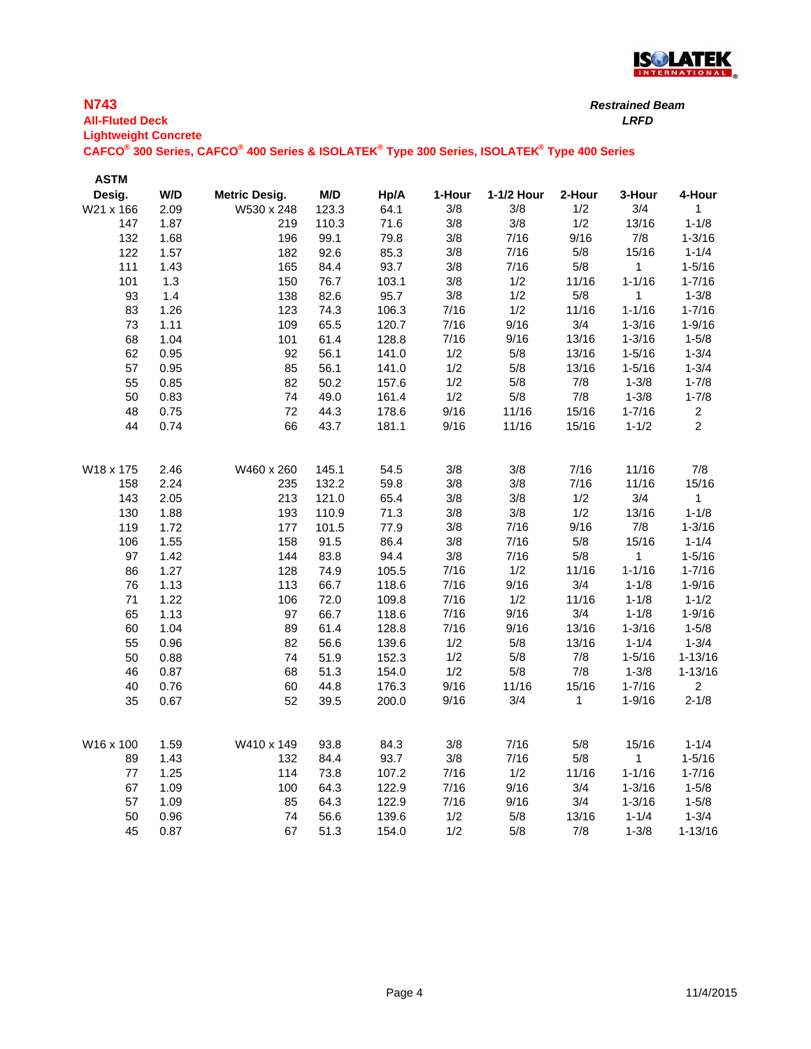**N743**

**All-Fluted Deck**

**Lightweight Concrete**

**CAFCO® 300 Series, CAFCO® 400 Series & ISOLATEK® Type 300 Series, ISOLATEK® Type 400 Series**

***Restrained Beam***

***LRFD***

| ASTM Desig. | W/D | Metric Desig. | M/D | Hp/A | 1-Hour | 1-1/2 Hour | 2-Hour | 3-Hour | 4-Hour |
|---|---|---|---|---|---|---|---|---|---|
| W21 x 166 | 2.09 | W530 x 248 | 123.3 | 64.1 | 3/8 | 3/8 | 1/2 | 3/4 | 1 |
| 147 | 1.87 | 219 | 110.3 | 71.6 | 3/8 | 3/8 | 1/2 | 13/16 | 1-1/8 |
| 132 | 1.68 | 196 | 99.1 | 79.8 | 3/8 | 7/16 | 9/16 | 7/8 | 1-3/16 |
| 122 | 1.57 | 182 | 92.6 | 85.3 | 3/8 | 7/16 | 5/8 | 15/16 | 1-1/4 |
| 111 | 1.43 | 165 | 84.4 | 93.7 | 3/8 | 7/16 | 5/8 | 1 | 1-5/16 |
| 101 | 1.3 | 150 | 76.7 | 103.1 | 3/8 | 1/2 | 11/16 | 1-1/16 | 1-7/16 |
| 93 | 1.4 | 138 | 82.6 | 95.7 | 3/8 | 1/2 | 5/8 | 1 | 1-3/8 |
| 83 | 1.26 | 123 | 74.3 | 106.3 | 7/16 | 1/2 | 11/16 | 1-1/16 | 1-7/16 |
| 73 | 1.11 | 109 | 65.5 | 120.7 | 7/16 | 9/16 | 3/4 | 1-3/16 | 1-9/16 |
| 68 | 1.04 | 101 | 61.4 | 128.8 | 7/16 | 9/16 | 13/16 | 1-3/16 | 1-5/8 |
| 62 | 0.95 | 92 | 56.1 | 141.0 | 1/2 | 5/8 | 13/16 | 1-5/16 | 1-3/4 |
| 57 | 0.95 | 85 | 56.1 | 141.0 | 1/2 | 5/8 | 13/16 | 1-5/16 | 1-3/4 |
| 55 | 0.85 | 82 | 50.2 | 157.6 | 1/2 | 5/8 | 7/8 | 1-3/8 | 1-7/8 |
| 50 | 0.83 | 74 | 49.0 | 161.4 | 1/2 | 5/8 | 7/8 | 1-3/8 | 1-7/8 |
| 48 | 0.75 | 72 | 44.3 | 178.6 | 9/16 | 11/16 | 15/16 | 1-7/16 | 2 |
| 44 | 0.74 | 66 | 43.7 | 181.1 | 9/16 | 11/16 | 15/16 | 1-1/2 | 2 |
| | | | | | | | | | |
| W18 x 175 | 2.46 | W460 x 260 | 145.1 | 54.5 | 3/8 | 3/8 | 7/16 | 11/16 | 7/8 |
| 158 | 2.24 | 235 | 132.2 | 59.8 | 3/8 | 3/8 | 7/16 | 11/16 | 15/16 |
| 143 | 2.05 | 213 | 121.0 | 65.4 | 3/8 | 3/8 | 1/2 | 3/4 | 1 |
| 130 | 1.88 | 193 | 110.9 | 71.3 | 3/8 | 3/8 | 1/2 | 13/16 | 1-1/8 |
| 119 | 1.72 | 177 | 101.5 | 77.9 | 3/8 | 7/16 | 9/16 | 7/8 | 1-3/16 |
| 106 | 1.55 | 158 | 91.5 | 86.4 | 3/8 | 7/16 | 5/8 | 15/16 | 1-1/4 |
| 97 | 1.42 | 144 | 83.8 | 94.4 | 3/8 | 7/16 | 5/8 | 1 | 1-5/16 |
| 86 | 1.27 | 128 | 74.9 | 105.5 | 7/16 | 1/2 | 11/16 | 1-1/16 | 1-7/16 |
| 76 | 1.13 | 113 | 66.7 | 118.6 | 7/16 | 9/16 | 3/4 | 1-1/8 | 1-9/16 |
| 71 | 1.22 | 106 | 72.0 | 109.8 | 7/16 | 1/2 | 11/16 | 1-1/8 | 1-1/2 |
| 65 | 1.13 | 97 | 66.7 | 118.6 | 7/16 | 9/16 | 3/4 | 1-1/8 | 1-9/16 |
| 60 | 1.04 | 89 | 61.4 | 128.8 | 7/16 | 9/16 | 13/16 | 1-3/16 | 1-5/8 |
| 55 | 0.96 | 82 | 56.6 | 139.6 | 1/2 | 5/8 | 13/16 | 1-1/4 | 1-3/4 |
| 50 | 0.88 | 74 | 51.9 | 152.3 | 1/2 | 5/8 | 7/8 | 1-5/16 | 1-13/16 |
| 46 | 0.87 | 68 | 51.3 | 154.0 | 1/2 | 5/8 | 7/8 | 1-3/8 | 1-13/16 |
| 40 | 0.76 | 60 | 44.8 | 176.3 | 9/16 | 11/16 | 15/16 | 1-7/16 | 2 |
| 35 | 0.67 | 52 | 39.5 | 200.0 | 9/16 | 3/4 | 1 | 1-9/16 | 2-1/8 |
| | | | | | | | | | |
| W16 x 100 | 1.59 | W410 x 149 | 93.8 | 84.3 | 3/8 | 7/16 | 5/8 | 15/16 | 1-1/4 |
| 89 | 1.43 | 132 | 84.4 | 93.7 | 3/8 | 7/16 | 5/8 | 1 | 1-5/16 |
| 77 | 1.25 | 114 | 73.8 | 107.2 | 7/16 | 1/2 | 11/16 | 1-1/16 | 1-7/16 |
| 67 | 1.09 | 100 | 64.3 | 122.9 | 7/16 | 9/16 | 3/4 | 1-3/16 | 1-5/8 |
| 57 | 1.09 | 85 | 64.3 | 122.9 | 7/16 | 9/16 | 3/4 | 1-3/16 | 1-5/8 |
| 50 | 0.96 | 74 | 56.6 | 139.6 | 1/2 | 5/8 | 13/16 | 1-1/4 | 1-3/4 |
| 45 | 0.87 | 67 | 51.3 | 154.0 | 1/2 | 5/8 | 7/8 | 1-3/8 | 1-13/16 |

11/4/2015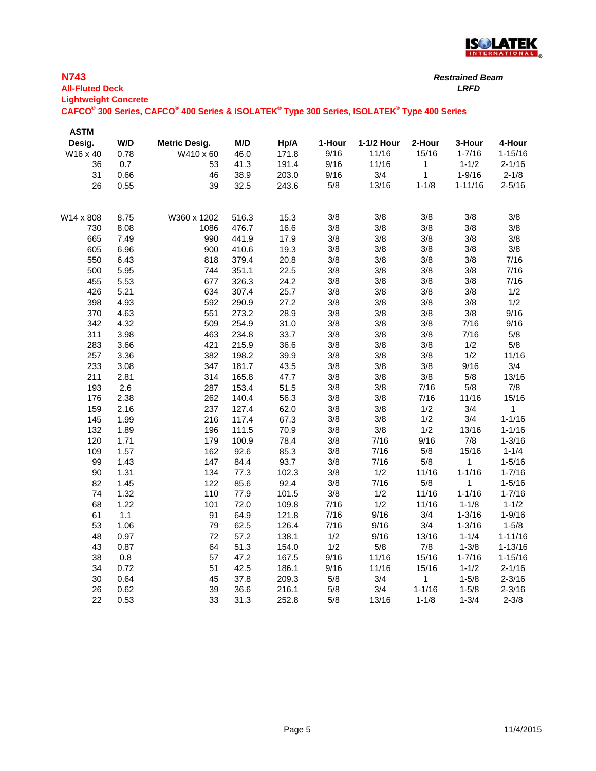## N743

**All-Fluted Deck**

**Lightweight Concrete**

**CAFCO® 300 Series, CAFCO® 400 Series & ISOLATEK® Type 300 Series, ISOLATEK® Type 400 Series**

***Restrained Beam***

***LRFD***

| ASTM Desig. | W/D | Metric Desig. | M/D | Hp/A | 1-Hour | 1-1/2 Hour | 2-Hour | 3-Hour | 4-Hour |
|---|---|---|---|---|---|---|---|---|---|
| W16 x 40 | 0.78 | W410 x 60 | 46.0 | 171.8 | 9/16 | 11/16 | 15/16 | 1-7/16 | 1-15/16 |
| 36 | 0.7 | 53 | 41.3 | 191.4 | 9/16 | 11/16 | 1 | 1-1/2 | 2-1/16 |
| 31 | 0.66 | 46 | 38.9 | 203.0 | 9/16 | 3/4 | 1 | 1-9/16 | 2-1/8 |
| 26 | 0.55 | 39 | 32.5 | 243.6 | 5/8 | 13/16 | 1-1/8 | 1-11/16 | 2-5/16 |
| | | | | | | | | | |
| W14 x 808 | 8.75 | W360 x 1202 | 516.3 | 15.3 | 3/8 | 3/8 | 3/8 | 3/8 | 3/8 |
| 730 | 8.08 | 1086 | 476.7 | 16.6 | 3/8 | 3/8 | 3/8 | 3/8 | 3/8 |
| 665 | 7.49 | 990 | 441.9 | 17.9 | 3/8 | 3/8 | 3/8 | 3/8 | 3/8 |
| 605 | 6.96 | 900 | 410.6 | 19.3 | 3/8 | 3/8 | 3/8 | 3/8 | 3/8 |
| 550 | 6.43 | 818 | 379.4 | 20.8 | 3/8 | 3/8 | 3/8 | 3/8 | 7/16 |
| 500 | 5.95 | 744 | 351.1 | 22.5 | 3/8 | 3/8 | 3/8 | 3/8 | 7/16 |
| 455 | 5.53 | 677 | 326.3 | 24.2 | 3/8 | 3/8 | 3/8 | 3/8 | 7/16 |
| 426 | 5.21 | 634 | 307.4 | 25.7 | 3/8 | 3/8 | 3/8 | 3/8 | 1/2 |
| 398 | 4.93 | 592 | 290.9 | 27.2 | 3/8 | 3/8 | 3/8 | 3/8 | 1/2 |
| 370 | 4.63 | 551 | 273.2 | 28.9 | 3/8 | 3/8 | 3/8 | 3/8 | 9/16 |
| 342 | 4.32 | 509 | 254.9 | 31.0 | 3/8 | 3/8 | 3/8 | 7/16 | 9/16 |
| 311 | 3.98 | 463 | 234.8 | 33.7 | 3/8 | 3/8 | 3/8 | 7/16 | 5/8 |
| 283 | 3.66 | 421 | 215.9 | 36.6 | 3/8 | 3/8 | 3/8 | 1/2 | 5/8 |
| 257 | 3.36 | 382 | 198.2 | 39.9 | 3/8 | 3/8 | 3/8 | 1/2 | 11/16 |
| 233 | 3.08 | 347 | 181.7 | 43.5 | 3/8 | 3/8 | 3/8 | 9/16 | 3/4 |
| 211 | 2.81 | 314 | 165.8 | 47.7 | 3/8 | 3/8 | 3/8 | 5/8 | 13/16 |
| 193 | 2.6 | 287 | 153.4 | 51.5 | 3/8 | 3/8 | 7/16 | 5/8 | 7/8 |
| 176 | 2.38 | 262 | 140.4 | 56.3 | 3/8 | 3/8 | 7/16 | 11/16 | 15/16 |
| 159 | 2.16 | 237 | 127.4 | 62.0 | 3/8 | 3/8 | 1/2 | 3/4 | 1 |
| 145 | 1.99 | 216 | 117.4 | 67.3 | 3/8 | 3/8 | 1/2 | 3/4 | 1-1/16 |
| 132 | 1.89 | 196 | 111.5 | 70.9 | 3/8 | 3/8 | 1/2 | 13/16 | 1-1/16 |
| 120 | 1.71 | 179 | 100.9 | 78.4 | 3/8 | 7/16 | 9/16 | 7/8 | 1-3/16 |
| 109 | 1.57 | 162 | 92.6 | 85.3 | 3/8 | 7/16 | 5/8 | 15/16 | 1-1/4 |
| 99 | 1.43 | 147 | 84.4 | 93.7 | 3/8 | 7/16 | 5/8 | 1 | 1-5/16 |
| 90 | 1.31 | 134 | 77.3 | 102.3 | 3/8 | 1/2 | 11/16 | 1-1/16 | 1-7/16 |
| 82 | 1.45 | 122 | 85.6 | 92.4 | 3/8 | 7/16 | 5/8 | 1 | 1-5/16 |
| 74 | 1.32 | 110 | 77.9 | 101.5 | 3/8 | 1/2 | 11/16 | 1-1/16 | 1-7/16 |
| 68 | 1.22 | 101 | 72.0 | 109.8 | 7/16 | 1/2 | 11/16 | 1-1/8 | 1-1/2 |
| 61 | 1.1 | 91 | 64.9 | 121.8 | 7/16 | 9/16 | 3/4 | 1-3/16 | 1-9/16 |
| 53 | 1.06 | 79 | 62.5 | 126.4 | 7/16 | 9/16 | 3/4 | 1-3/16 | 1-5/8 |
| 48 | 0.97 | 72 | 57.2 | 138.1 | 1/2 | 9/16 | 13/16 | 1-1/4 | 1-11/16 |
| 43 | 0.87 | 64 | 51.3 | 154.0 | 1/2 | 5/8 | 7/8 | 1-3/8 | 1-13/16 |
| 38 | 0.8 | 57 | 47.2 | 167.5 | 9/16 | 11/16 | 15/16 | 1-7/16 | 1-15/16 |
| 34 | 0.72 | 51 | 42.5 | 186.1 | 9/16 | 11/16 | 15/16 | 1-1/2 | 2-1/16 |
| 30 | 0.64 | 45 | 37.8 | 209.3 | 5/8 | 3/4 | 1 | 1-5/8 | 2-3/16 |
| 26 | 0.62 | 39 | 36.6 | 216.1 | 5/8 | 3/4 | 1-1/16 | 1-5/8 | 2-3/16 |
| 22 | 0.53 | 33 | 31.3 | 252.8 | 5/8 | 13/16 | 1-1/8 | 1-3/4 | 2-3/8 |

11/4/2015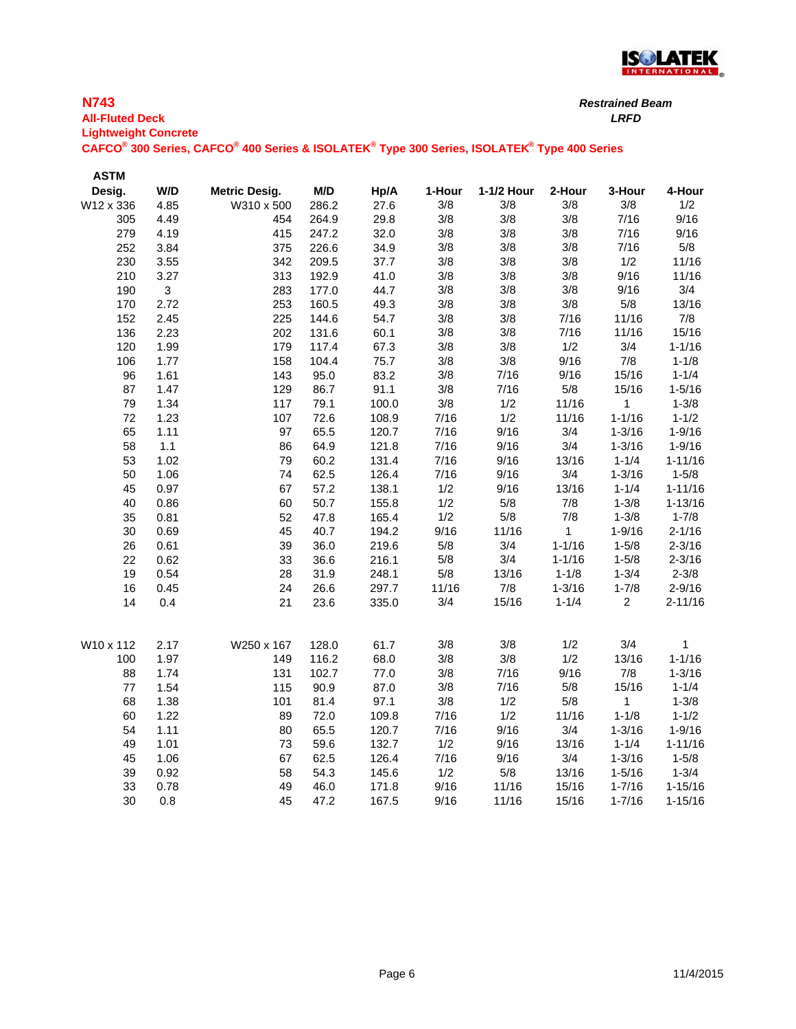**N743**

**All-Fluted Deck**

**Lightweight Concrete**

**CAFCO® 300 Series, CAFCO® 400 Series & ISOLATEK® Type 300 Series, ISOLATEK® Type 400 Series**

***Restrained Beam***

***LRFD***

| ASTM Desig. | W/D | Metric Desig. | M/D | Hp/A | 1-Hour | 1-1/2 Hour | 2-Hour | 3-Hour | 4-Hour |
|---|---|---|---|---|---|---|---|---|---|
| W12 x 336 | 4.85 | W310 x 500 | 286.2 | 27.6 | 3/8 | 3/8 | 3/8 | 3/8 | 1/2 |
| 305 | 4.49 | 454 | 264.9 | 29.8 | 3/8 | 3/8 | 3/8 | 7/16 | 9/16 |
| 279 | 4.19 | 415 | 247.2 | 32.0 | 3/8 | 3/8 | 3/8 | 7/16 | 9/16 |
| 252 | 3.84 | 375 | 226.6 | 34.9 | 3/8 | 3/8 | 3/8 | 7/16 | 5/8 |
| 230 | 3.55 | 342 | 209.5 | 37.7 | 3/8 | 3/8 | 3/8 | 1/2 | 11/16 |
| 210 | 3.27 | 313 | 192.9 | 41.0 | 3/8 | 3/8 | 3/8 | 9/16 | 11/16 |
| 190 | 3 | 283 | 177.0 | 44.7 | 3/8 | 3/8 | 3/8 | 9/16 | 3/4 |
| 170 | 2.72 | 253 | 160.5 | 49.3 | 3/8 | 3/8 | 3/8 | 5/8 | 13/16 |
| 152 | 2.45 | 225 | 144.6 | 54.7 | 3/8 | 3/8 | 7/16 | 11/16 | 7/8 |
| 136 | 2.23 | 202 | 131.6 | 60.1 | 3/8 | 3/8 | 7/16 | 11/16 | 15/16 |
| 120 | 1.99 | 179 | 117.4 | 67.3 | 3/8 | 3/8 | 1/2 | 3/4 | 1-1/16 |
| 106 | 1.77 | 158 | 104.4 | 75.7 | 3/8 | 3/8 | 9/16 | 7/8 | 1-1/8 |
| 96 | 1.61 | 143 | 95.0 | 83.2 | 3/8 | 7/16 | 9/16 | 15/16 | 1-1/4 |
| 87 | 1.47 | 129 | 86.7 | 91.1 | 3/8 | 7/16 | 5/8 | 15/16 | 1-5/16 |
| 79 | 1.34 | 117 | 79.1 | 100.0 | 3/8 | 1/2 | 11/16 | 1 | 1-3/8 |
| 72 | 1.23 | 107 | 72.6 | 108.9 | 7/16 | 1/2 | 11/16 | 1-1/16 | 1-1/2 |
| 65 | 1.11 | 97 | 65.5 | 120.7 | 7/16 | 9/16 | 3/4 | 1-3/16 | 1-9/16 |
| 58 | 1.1 | 86 | 64.9 | 121.8 | 7/16 | 9/16 | 3/4 | 1-3/16 | 1-9/16 |
| 53 | 1.02 | 79 | 60.2 | 131.4 | 7/16 | 9/16 | 13/16 | 1-1/4 | 1-11/16 |
| 50 | 1.06 | 74 | 62.5 | 126.4 | 7/16 | 9/16 | 3/4 | 1-3/16 | 1-5/8 |
| 45 | 0.97 | 67 | 57.2 | 138.1 | 1/2 | 9/16 | 13/16 | 1-1/4 | 1-11/16 |
| 40 | 0.86 | 60 | 50.7 | 155.8 | 1/2 | 5/8 | 7/8 | 1-3/8 | 1-13/16 |
| 35 | 0.81 | 52 | 47.8 | 165.4 | 1/2 | 5/8 | 7/8 | 1-3/8 | 1-7/8 |
| 30 | 0.69 | 45 | 40.7 | 194.2 | 9/16 | 11/16 | 1 | 1-9/16 | 2-1/16 |
| 26 | 0.61 | 39 | 36.0 | 219.6 | 5/8 | 3/4 | 1-1/16 | 1-5/8 | 2-3/16 |
| 22 | 0.62 | 33 | 36.6 | 216.1 | 5/8 | 3/4 | 1-1/16 | 1-5/8 | 2-3/16 |
| 19 | 0.54 | 28 | 31.9 | 248.1 | 5/8 | 13/16 | 1-1/8 | 1-3/4 | 2-3/8 |
| 16 | 0.45 | 24 | 26.6 | 297.7 | 11/16 | 7/8 | 1-3/16 | 1-7/8 | 2-9/16 |
| 14 | 0.4 | 21 | 23.6 | 335.0 | 3/4 | 15/16 | 1-1/4 | 2 | 2-11/16 |
| | | | | | | | | | |
| W10 x 112 | 2.17 | W250 x 167 | 128.0 | 61.7 | 3/8 | 3/8 | 1/2 | 3/4 | 1 |
| 100 | 1.97 | 149 | 116.2 | 68.0 | 3/8 | 3/8 | 1/2 | 13/16 | 1-1/16 |
| 88 | 1.74 | 131 | 102.7 | 77.0 | 3/8 | 7/16 | 9/16 | 7/8 | 1-3/16 |
| 77 | 1.54 | 115 | 90.9 | 87.0 | 3/8 | 7/16 | 5/8 | 15/16 | 1-1/4 |
| 68 | 1.38 | 101 | 81.4 | 97.1 | 3/8 | 1/2 | 5/8 | 1 | 1-3/8 |
| 60 | 1.22 | 89 | 72.0 | 109.8 | 7/16 | 1/2 | 11/16 | 1-1/8 | 1-1/2 |
| 54 | 1.11 | 80 | 65.5 | 120.7 | 7/16 | 9/16 | 3/4 | 1-3/16 | 1-9/16 |
| 49 | 1.01 | 73 | 59.6 | 132.7 | 1/2 | 9/16 | 13/16 | 1-1/4 | 1-11/16 |
| 45 | 1.06 | 67 | 62.5 | 126.4 | 7/16 | 9/16 | 3/4 | 1-3/16 | 1-5/8 |
| 39 | 0.92 | 58 | 54.3 | 145.6 | 1/2 | 5/8 | 13/16 | 1-5/16 | 1-3/4 |
| 33 | 0.78 | 49 | 46.0 | 171.8 | 9/16 | 11/16 | 15/16 | 1-7/16 | 1-15/16 |
| 30 | 0.8 | 45 | 47.2 | 167.5 | 9/16 | 11/16 | 15/16 | 1-7/16 | 1-15/16 |

11/4/2015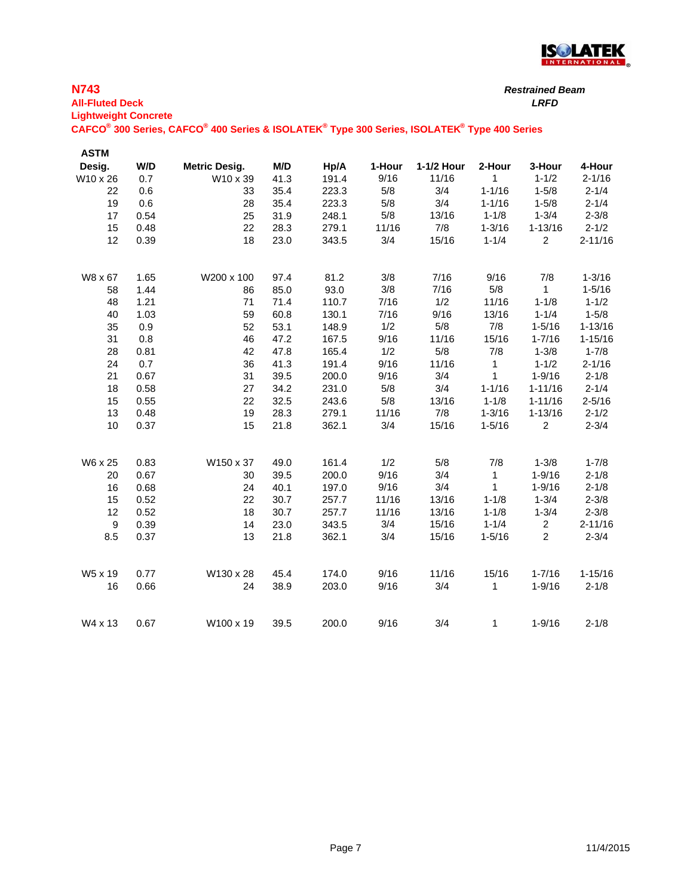## N743

**All-Fluted Deck**
**Lightweight Concrete**
**CAFCO® 300 Series, CAFCO® 400 Series & ISOLATEK® Type 300 Series, ISOLATEK® Type 400 Series**

***Restrained Beam***
***LRFD***

| ASTM Desig. | W/D | Metric Desig. | M/D | Hp/A | 1-Hour | 1-1/2 Hour | 2-Hour | 3-Hour | 4-Hour |
|---|---|---|---|---|---|---|---|---|---|
| W10 x 26 | 0.7 | W10 x 39 | 41.3 | 191.4 | 9/16 | 11/16 | 1 | 1-1/2 | 2-1/16 |
| 22 | 0.6 | 33 | 35.4 | 223.3 | 5/8 | 3/4 | 1-1/16 | 1-5/8 | 2-1/4 |
| 19 | 0.6 | 28 | 35.4 | 223.3 | 5/8 | 3/4 | 1-1/16 | 1-5/8 | 2-1/4 |
| 17 | 0.54 | 25 | 31.9 | 248.1 | 5/8 | 13/16 | 1-1/8 | 1-3/4 | 2-3/8 |
| 15 | 0.48 | 22 | 28.3 | 279.1 | 11/16 | 7/8 | 1-3/16 | 1-13/16 | 2-1/2 |
| 12 | 0.39 | 18 | 23.0 | 343.5 | 3/4 | 15/16 | 1-1/4 | 2 | 2-11/16 |
| | | | | | | | | | |
| W8 x 67 | 1.65 | W200 x 100 | 97.4 | 81.2 | 3/8 | 7/16 | 9/16 | 7/8 | 1-3/16 |
| 58 | 1.44 | 86 | 85.0 | 93.0 | 3/8 | 7/16 | 5/8 | 1 | 1-5/16 |
| 48 | 1.21 | 71 | 71.4 | 110.7 | 7/16 | 1/2 | 11/16 | 1-1/8 | 1-1/2 |
| 40 | 1.03 | 59 | 60.8 | 130.1 | 7/16 | 9/16 | 13/16 | 1-1/4 | 1-5/8 |
| 35 | 0.9 | 52 | 53.1 | 148.9 | 1/2 | 5/8 | 7/8 | 1-5/16 | 1-13/16 |
| 31 | 0.8 | 46 | 47.2 | 167.5 | 9/16 | 11/16 | 15/16 | 1-7/16 | 1-15/16 |
| 28 | 0.81 | 42 | 47.8 | 165.4 | 1/2 | 5/8 | 7/8 | 1-3/8 | 1-7/8 |
| 24 | 0.7 | 36 | 41.3 | 191.4 | 9/16 | 11/16 | 1 | 1-1/2 | 2-1/16 |
| 21 | 0.67 | 31 | 39.5 | 200.0 | 9/16 | 3/4 | 1 | 1-9/16 | 2-1/8 |
| 18 | 0.58 | 27 | 34.2 | 231.0 | 5/8 | 3/4 | 1-1/16 | 1-11/16 | 2-1/4 |
| 15 | 0.55 | 22 | 32.5 | 243.6 | 5/8 | 13/16 | 1-1/8 | 1-11/16 | 2-5/16 |
| 13 | 0.48 | 19 | 28.3 | 279.1 | 11/16 | 7/8 | 1-3/16 | 1-13/16 | 2-1/2 |
| 10 | 0.37 | 15 | 21.8 | 362.1 | 3/4 | 15/16 | 1-5/16 | 2 | 2-3/4 |
| | | | | | | | | | |
| W6 x 25 | 0.83 | W150 x 37 | 49.0 | 161.4 | 1/2 | 5/8 | 7/8 | 1-3/8 | 1-7/8 |
| 20 | 0.67 | 30 | 39.5 | 200.0 | 9/16 | 3/4 | 1 | 1-9/16 | 2-1/8 |
| 16 | 0.68 | 24 | 40.1 | 197.0 | 9/16 | 3/4 | 1 | 1-9/16 | 2-1/8 |
| 15 | 0.52 | 22 | 30.7 | 257.7 | 11/16 | 13/16 | 1-1/8 | 1-3/4 | 2-3/8 |
| 12 | 0.52 | 18 | 30.7 | 257.7 | 11/16 | 13/16 | 1-1/8 | 1-3/4 | 2-3/8 |
| 9 | 0.39 | 14 | 23.0 | 343.5 | 3/4 | 15/16 | 1-1/4 | 2 | 2-11/16 |
| 8.5 | 0.37 | 13 | 21.8 | 362.1 | 3/4 | 15/16 | 1-5/16 | 2 | 2-3/4 |
| | | | | | | | | | |
| W5 x 19 | 0.77 | W130 x 28 | 45.4 | 174.0 | 9/16 | 11/16 | 15/16 | 1-7/16 | 1-15/16 |
| 16 | 0.66 | 24 | 38.9 | 203.0 | 9/16 | 3/4 | 1 | 1-9/16 | 2-1/8 |
| | | | | | | | | | |
| W4 x 13 | 0.67 | W100 x 19 | 39.5 | 200.0 | 9/16 | 3/4 | 1 | 1-9/16 | 2-1/8 |

11/4/2015